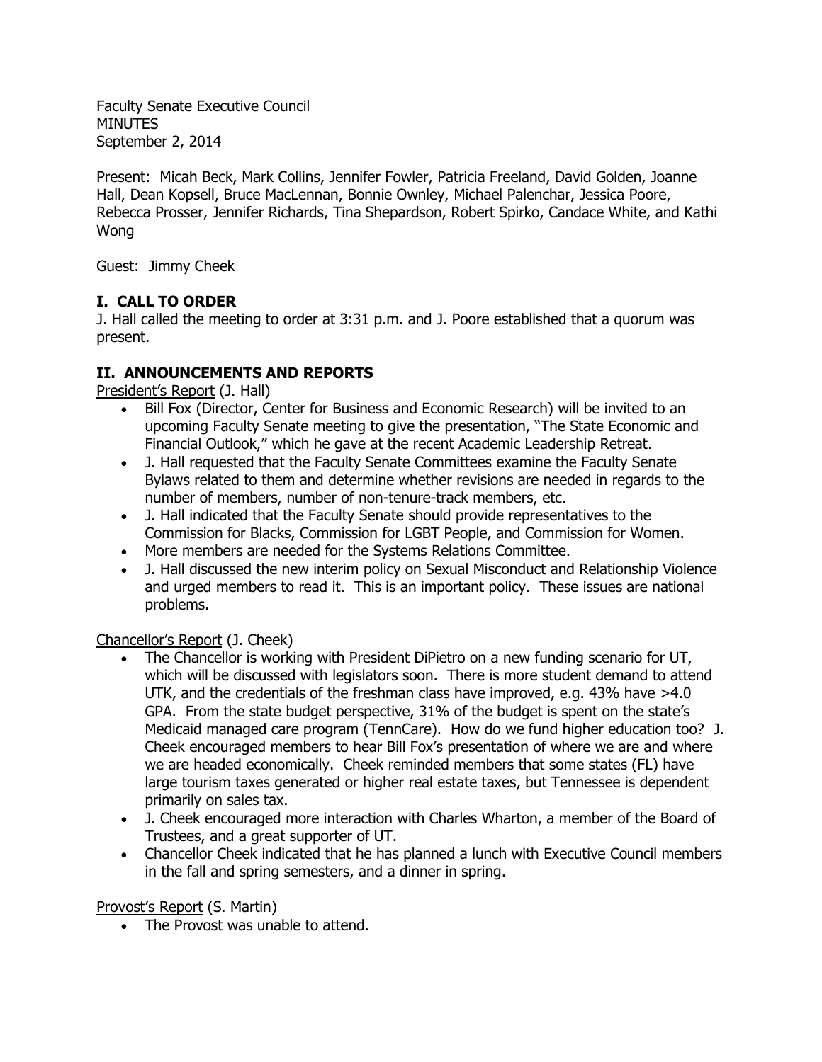Faculty Senate Executive Council
MINUTES
September 2, 2014

Present: Micah Beck, Mark Collins, Jennifer Fowler, Patricia Freeland, David Golden, Joanne Hall, Dean Kopsell, Bruce MacLennan, Bonnie Ownley, Michael Palenchar, Jessica Poore, Rebecca Prosser, Jennifer Richards, Tina Shepardson, Robert Spirko, Candace White, and Kathi Wong

Guest: Jimmy Cheek

## I. CALL TO ORDER

J. Hall called the meeting to order at 3:31 p.m. and J. Poore established that a quorum was present.

## II. ANNOUNCEMENTS AND REPORTS

President's Report (J. Hall)

- Bill Fox (Director, Center for Business and Economic Research) will be invited to an upcoming Faculty Senate meeting to give the presentation, "The State Economic and Financial Outlook," which he gave at the recent Academic Leadership Retreat.
- J. Hall requested that the Faculty Senate Committees examine the Faculty Senate Bylaws related to them and determine whether revisions are needed in regards to the number of members, number of non-tenure-track members, etc.
- J. Hall indicated that the Faculty Senate should provide representatives to the Commission for Blacks, Commission for LGBT People, and Commission for Women.
- More members are needed for the Systems Relations Committee.
- J. Hall discussed the new interim policy on Sexual Misconduct and Relationship Violence and urged members to read it. This is an important policy. These issues are national problems.

Chancellor's Report (J. Cheek)

- The Chancellor is working with President DiPietro on a new funding scenario for UT, which will be discussed with legislators soon. There is more student demand to attend UTK, and the credentials of the freshman class have improved, e.g. 43% have >4.0 GPA. From the state budget perspective, 31% of the budget is spent on the state's Medicaid managed care program (TennCare). How do we fund higher education too? J. Cheek encouraged members to hear Bill Fox's presentation of where we are and where we are headed economically. Cheek reminded members that some states (FL) have large tourism taxes generated or higher real estate taxes, but Tennessee is dependent primarily on sales tax.
- J. Cheek encouraged more interaction with Charles Wharton, a member of the Board of Trustees, and a great supporter of UT.
- Chancellor Cheek indicated that he has planned a lunch with Executive Council members in the fall and spring semesters, and a dinner in spring.

Provost's Report (S. Martin)

- The Provost was unable to attend.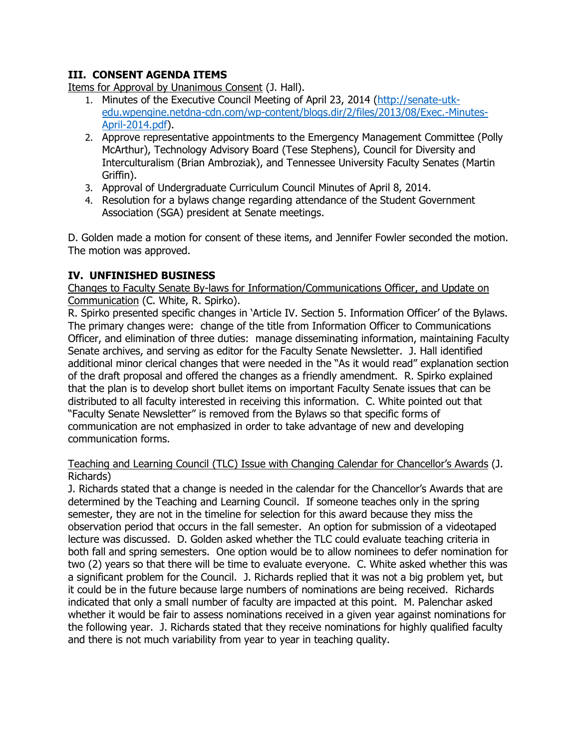## III. CONSENT AGENDA ITEMS

Items for Approval by Unanimous Consent (J. Hall).

1. Minutes of the Executive Council Meeting of April 23, 2014 (http://senate-utk-edu.wpengine.netdna-cdn.com/wp-content/blogs.dir/2/files/2013/08/Exec.-Minutes-April-2014.pdf).
2. Approve representative appointments to the Emergency Management Committee (Polly McArthur), Technology Advisory Board (Tese Stephens), Council for Diversity and Interculturalism (Brian Ambroziak), and Tennessee University Faculty Senates (Martin Griffin).
3. Approval of Undergraduate Curriculum Council Minutes of April 8, 2014.
4. Resolution for a bylaws change regarding attendance of the Student Government Association (SGA) president at Senate meetings.

D. Golden made a motion for consent of these items, and Jennifer Fowler seconded the motion. The motion was approved.

## IV. UNFINISHED BUSINESS

Changes to Faculty Senate By-laws for Information/Communications Officer, and Update on Communication (C. White, R. Spirko).

R. Spirko presented specific changes in 'Article IV. Section 5. Information Officer' of the Bylaws. The primary changes were: change of the title from Information Officer to Communications Officer, and elimination of three duties: manage disseminating information, maintaining Faculty Senate archives, and serving as editor for the Faculty Senate Newsletter. J. Hall identified additional minor clerical changes that were needed in the "As it would read" explanation section of the draft proposal and offered the changes as a friendly amendment. R. Spirko explained that the plan is to develop short bullet items on important Faculty Senate issues that can be distributed to all faculty interested in receiving this information. C. White pointed out that "Faculty Senate Newsletter" is removed from the Bylaws so that specific forms of communication are not emphasized in order to take advantage of new and developing communication forms.

Teaching and Learning Council (TLC) Issue with Changing Calendar for Chancellor's Awards (J. Richards)

J. Richards stated that a change is needed in the calendar for the Chancellor's Awards that are determined by the Teaching and Learning Council. If someone teaches only in the spring semester, they are not in the timeline for selection for this award because they miss the observation period that occurs in the fall semester. An option for submission of a videotaped lecture was discussed. D. Golden asked whether the TLC could evaluate teaching criteria in both fall and spring semesters. One option would be to allow nominees to defer nomination for two (2) years so that there will be time to evaluate everyone. C. White asked whether this was a significant problem for the Council. J. Richards replied that it was not a big problem yet, but it could be in the future because large numbers of nominations are being received. Richards indicated that only a small number of faculty are impacted at this point. M. Palenchar asked whether it would be fair to assess nominations received in a given year against nominations for the following year. J. Richards stated that they receive nominations for highly qualified faculty and there is not much variability from year to year in teaching quality.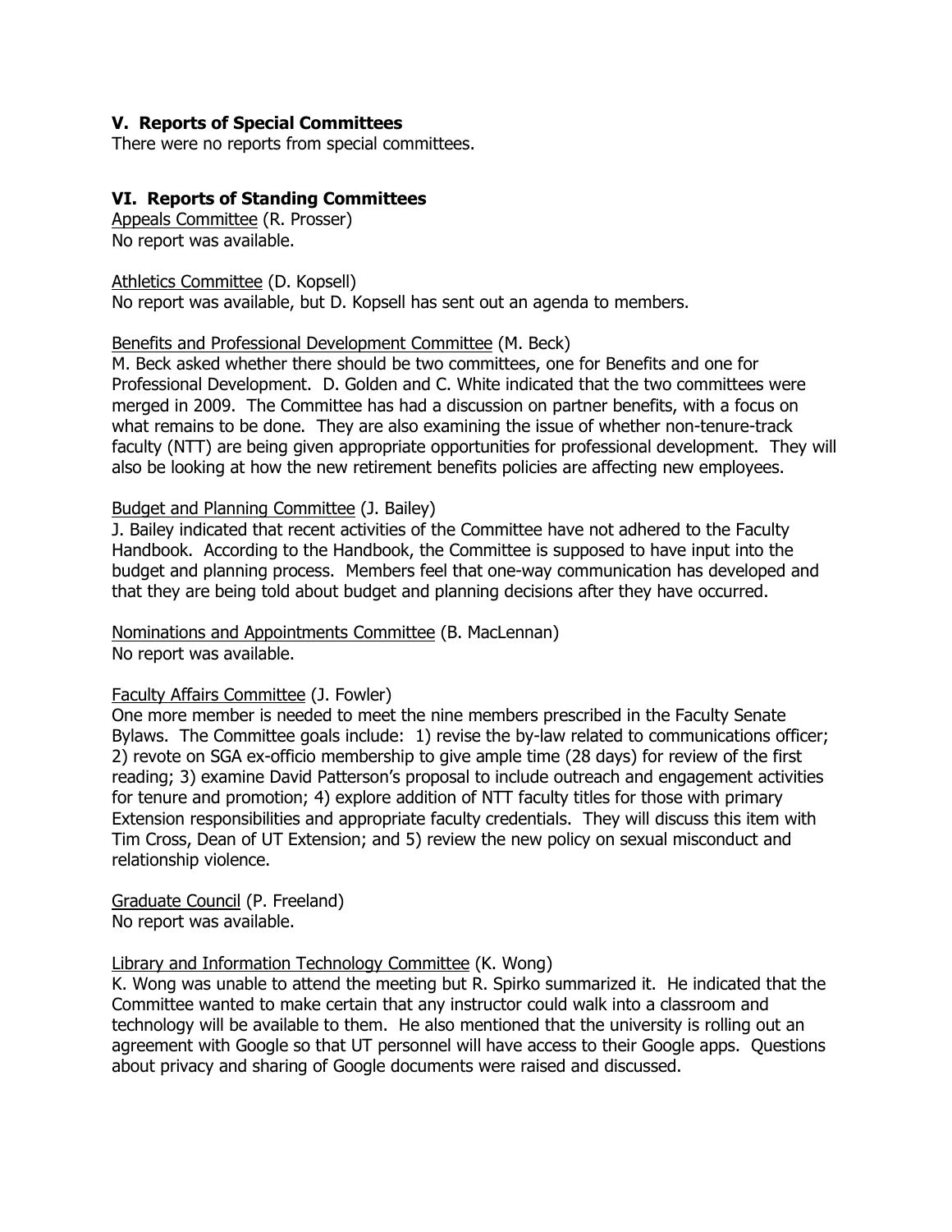## V. Reports of Special Committees

There were no reports from special committees.

## VI. Reports of Standing Committees

Appeals Committee (R. Prosser)
No report was available.

Athletics Committee (D. Kopsell)
No report was available, but D. Kopsell has sent out an agenda to members.

Benefits and Professional Development Committee (M. Beck)
M. Beck asked whether there should be two committees, one for Benefits and one for Professional Development. D. Golden and C. White indicated that the two committees were merged in 2009. The Committee has had a discussion on partner benefits, with a focus on what remains to be done. They are also examining the issue of whether non-tenure-track faculty (NTT) are being given appropriate opportunities for professional development. They will also be looking at how the new retirement benefits policies are affecting new employees.

Budget and Planning Committee (J. Bailey)
J. Bailey indicated that recent activities of the Committee have not adhered to the Faculty Handbook. According to the Handbook, the Committee is supposed to have input into the budget and planning process. Members feel that one-way communication has developed and that they are being told about budget and planning decisions after they have occurred.

Nominations and Appointments Committee (B. MacLennan)
No report was available.

Faculty Affairs Committee (J. Fowler)
One more member is needed to meet the nine members prescribed in the Faculty Senate Bylaws. The Committee goals include: 1) revise the by-law related to communications officer; 2) revote on SGA ex-officio membership to give ample time (28 days) for review of the first reading; 3) examine David Patterson's proposal to include outreach and engagement activities for tenure and promotion; 4) explore addition of NTT faculty titles for those with primary Extension responsibilities and appropriate faculty credentials. They will discuss this item with Tim Cross, Dean of UT Extension; and 5) review the new policy on sexual misconduct and relationship violence.

Graduate Council (P. Freeland)
No report was available.

Library and Information Technology Committee (K. Wong)
K. Wong was unable to attend the meeting but R. Spirko summarized it. He indicated that the Committee wanted to make certain that any instructor could walk into a classroom and technology will be available to them. He also mentioned that the university is rolling out an agreement with Google so that UT personnel will have access to their Google apps. Questions about privacy and sharing of Google documents were raised and discussed.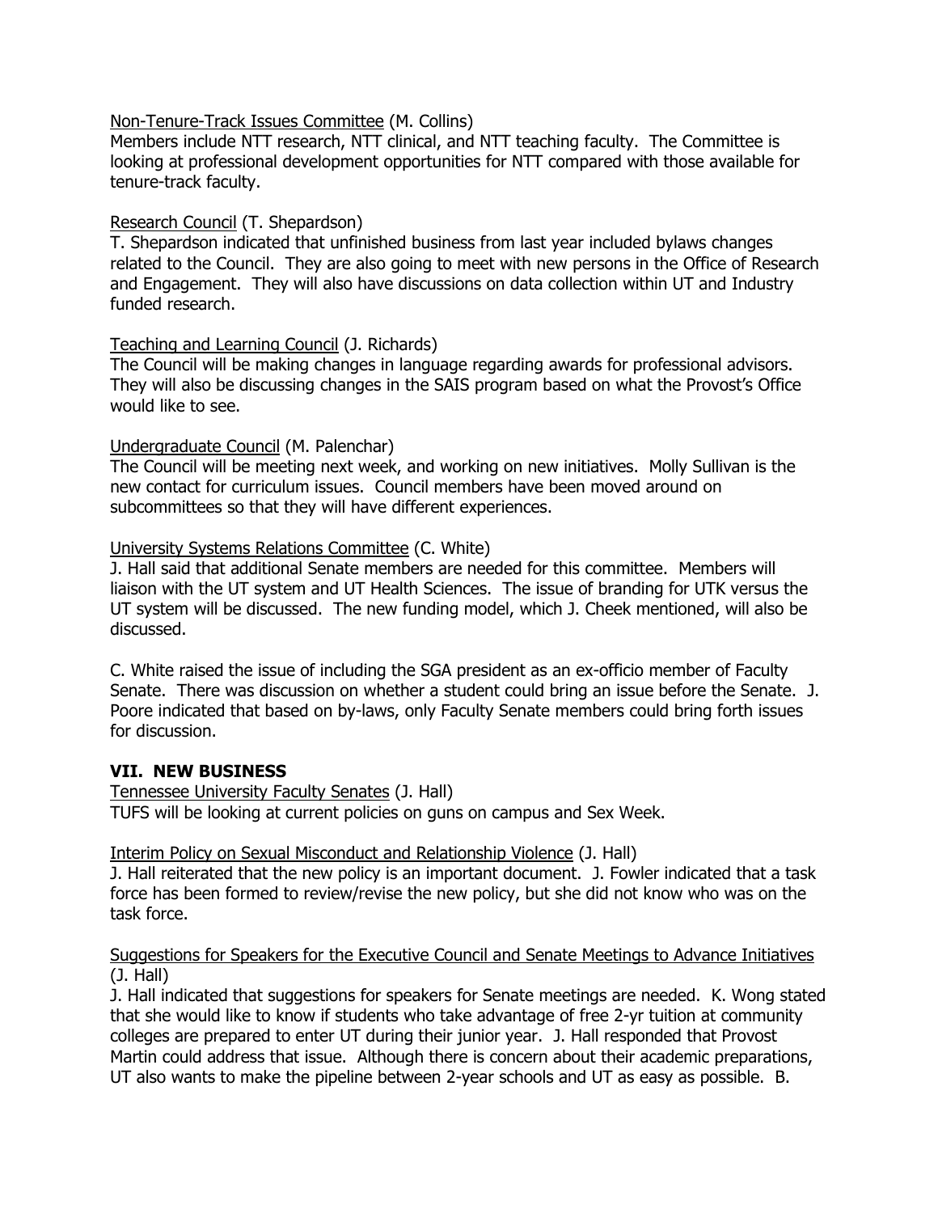Non-Tenure-Track Issues Committee (M. Collins)
Members include NTT research, NTT clinical, and NTT teaching faculty. The Committee is looking at professional development opportunities for NTT compared with those available for tenure-track faculty.

Research Council (T. Shepardson)
T. Shepardson indicated that unfinished business from last year included bylaws changes related to the Council. They are also going to meet with new persons in the Office of Research and Engagement. They will also have discussions on data collection within UT and Industry funded research.

Teaching and Learning Council (J. Richards)
The Council will be making changes in language regarding awards for professional advisors. They will also be discussing changes in the SAIS program based on what the Provost's Office would like to see.

Undergraduate Council (M. Palenchar)
The Council will be meeting next week, and working on new initiatives. Molly Sullivan is the new contact for curriculum issues. Council members have been moved around on subcommittees so that they will have different experiences.

University Systems Relations Committee (C. White)
J. Hall said that additional Senate members are needed for this committee. Members will liaison with the UT system and UT Health Sciences. The issue of branding for UTK versus the UT system will be discussed. The new funding model, which J. Cheek mentioned, will also be discussed.

C. White raised the issue of including the SGA president as an ex-officio member of Faculty Senate. There was discussion on whether a student could bring an issue before the Senate. J. Poore indicated that based on by-laws, only Faculty Senate members could bring forth issues for discussion.

## VII. NEW BUSINESS

Tennessee University Faculty Senates (J. Hall)
TUFS will be looking at current policies on guns on campus and Sex Week.

Interim Policy on Sexual Misconduct and Relationship Violence (J. Hall)
J. Hall reiterated that the new policy is an important document. J. Fowler indicated that a task force has been formed to review/revise the new policy, but she did not know who was on the task force.

Suggestions for Speakers for the Executive Council and Senate Meetings to Advance Initiatives (J. Hall)
J. Hall indicated that suggestions for speakers for Senate meetings are needed. K. Wong stated that she would like to know if students who take advantage of free 2-yr tuition at community colleges are prepared to enter UT during their junior year. J. Hall responded that Provost Martin could address that issue. Although there is concern about their academic preparations, UT also wants to make the pipeline between 2-year schools and UT as easy as possible. B.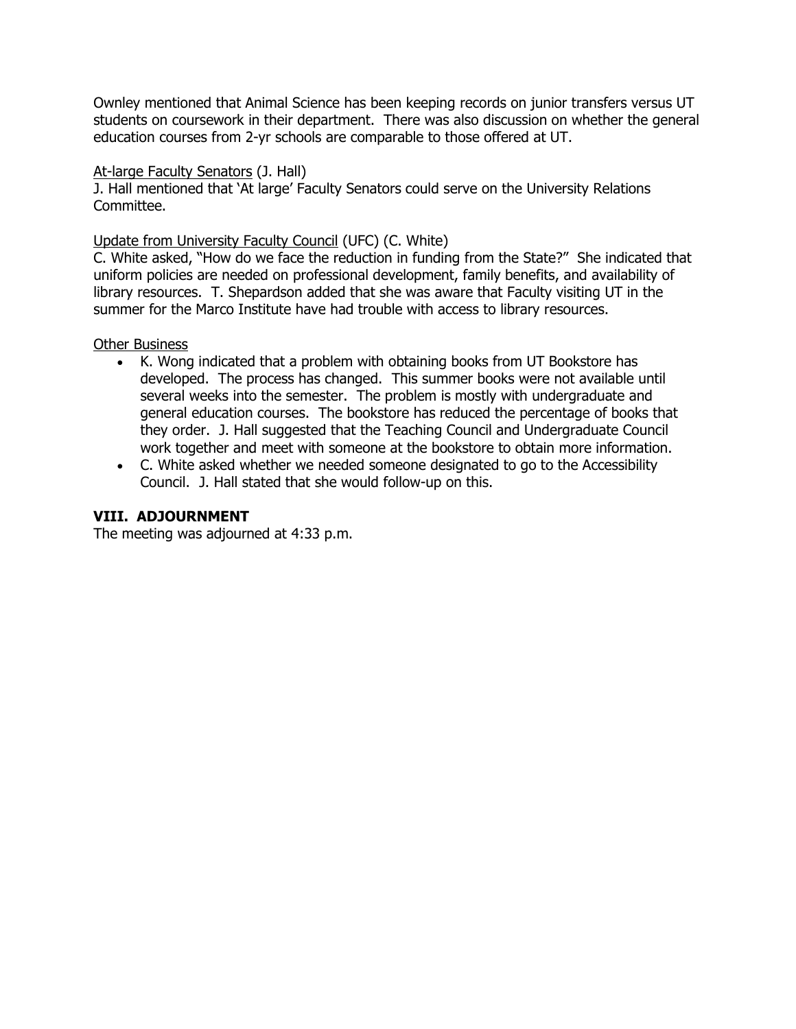Ownley mentioned that Animal Science has been keeping records on junior transfers versus UT students on coursework in their department. There was also discussion on whether the general education courses from 2-yr schools are comparable to those offered at UT.

<u>At-large Faculty Senators</u> (J. Hall)
J. Hall mentioned that 'At large' Faculty Senators could serve on the University Relations Committee.

<u>Update from University Faculty Council</u> (UFC) (C. White)
C. White asked, "How do we face the reduction in funding from the State?" She indicated that uniform policies are needed on professional development, family benefits, and availability of library resources. T. Shepardson added that she was aware that Faculty visiting UT in the summer for the Marco Institute have had trouble with access to library resources.

<u>Other Business</u>

- K. Wong indicated that a problem with obtaining books from UT Bookstore has developed. The process has changed. This summer books were not available until several weeks into the semester. The problem is mostly with undergraduate and general education courses. The bookstore has reduced the percentage of books that they order. J. Hall suggested that the Teaching Council and Undergraduate Council work together and meet with someone at the bookstore to obtain more information.
- C. White asked whether we needed someone designated to go to the Accessibility Council. J. Hall stated that she would follow-up on this.

## VIII. ADJOURNMENT

The meeting was adjourned at 4:33 p.m.